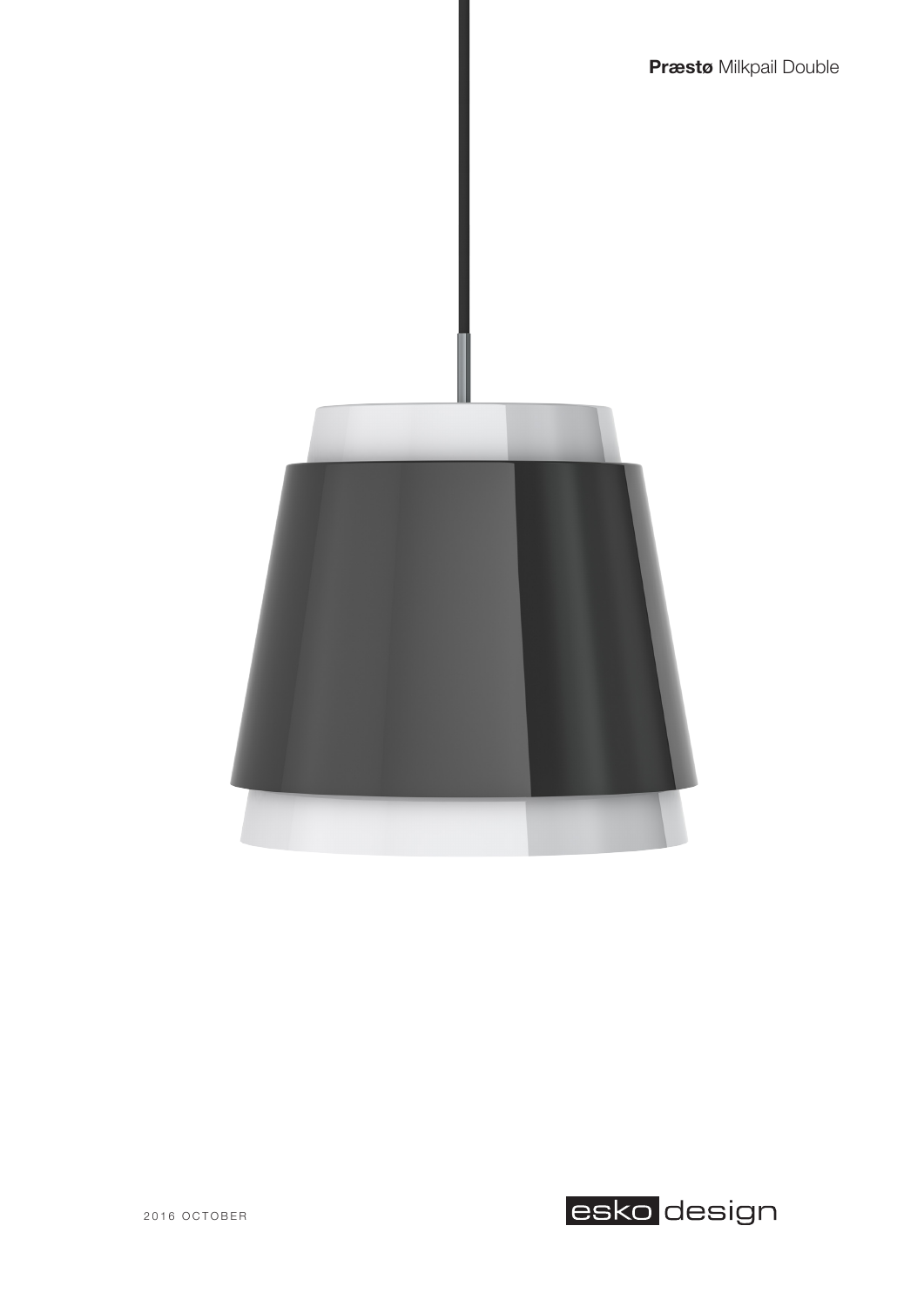**Præstø** Milkpail Double

2016 OCTOBER

esko design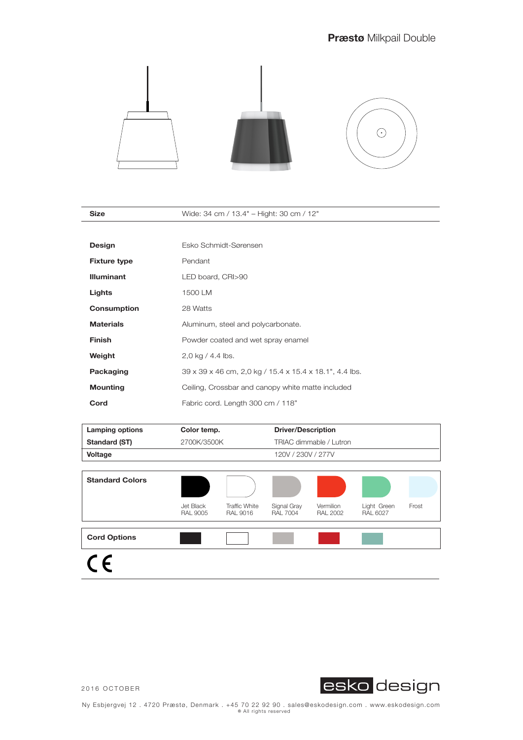# **Præstø** Milkpail Double

| | |
|---|---|
| **Size** | Wide: 34 cm / 13.4" – Hight: 30 cm / 12" |

| | |
|---|---|
| **Design** | Esko Schmidt-Sørensen |
| **Fixture type** | Pendant |
| **Illuminant** | LED board, CRI>90 |
| **Lights** | 1500 LM |
| **Consumption** | 28 Watts |
| **Materials** | Aluminum, steel and polycarbonate. |
| **Finish** | Powder coated and wet spray enamel |
| **Weight** | 2,0 kg / 4.4 lbs. |
| **Packaging** | 39 x 39 x 46 cm, 2,0 kg / 15.4 x 15.4 x 18.1", 4.4 lbs. |
| **Mounting** | Ceiling, Crossbar and canopy white matte included |
| **Cord** | Fabric cord. Length 300 cm / 118" |

| **Lamping options** | **Color temp.** | **Driver/Description** |
|---|---|---|
| **Standard (ST)** | 2700K/3500K | TRIAC dimmable / Lutron |
| **Voltage** | | 120V / 230V / 277V |

| **Standard Colors** | | | | | | |
|---|---|---|---|---|---|---|
| | Jet Black RAL 9005 | Traffic White RAL 9016 | Signal Gray RAL 7004 | Vermilion RAL 2002 | Light Green RAL 6027 | Frost |

**Cord Options**

CE

2016 OCTOBER

esko design

Ny Esbjergvej 12 . 4720 Præstø, Denmark . +45 70 22 92 90 . sales@eskodesign.com . www.eskodesign.com
® All rights reserved